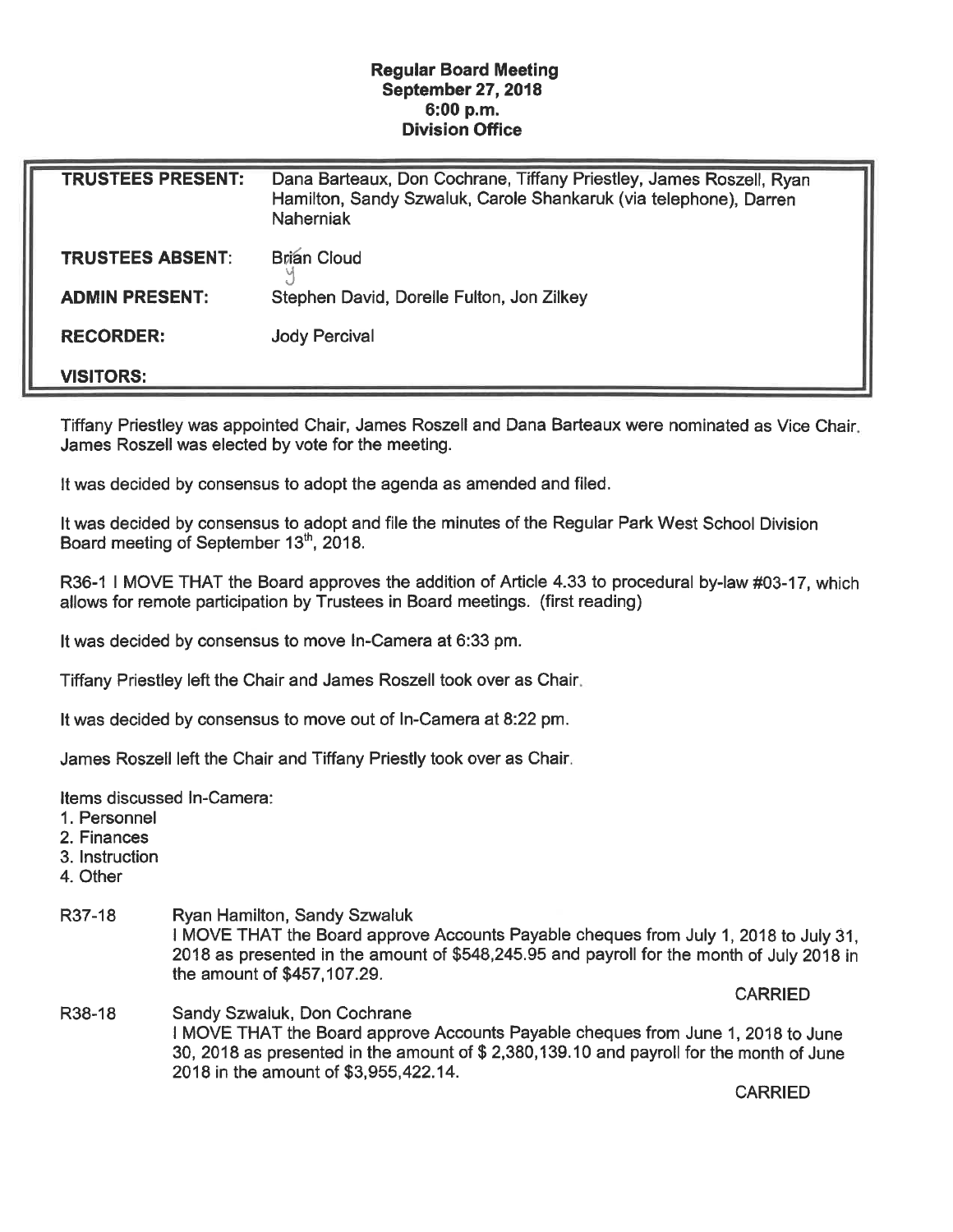**Regular Board Meeting**
**September 27, 2018**
**6:00 p.m.**
**Division Office**

| | |
|---|---|
| **TRUSTEES PRESENT:** | Dana Barteaux, Don Cochrane, Tiffany Priestley, James Roszell, Ryan Hamilton, Sandy Szwaluk, Carole Shankaruk (via telephone), Darren Naherniak |
| **TRUSTEES ABSENT**: | Brian Cloud |
| **ADMIN PRESENT:** | Stephen David, Dorelle Fulton, Jon Zilkey |
| **RECORDER:** | Jody Percival |
| **VISITORS:** | |

Tiffany Priestley was appointed Chair, James Roszell and Dana Barteaux were nominated as Vice Chair. James Roszell was elected by vote for the meeting.

It was decided by consensus to adopt the agenda as amended and filed.

It was decided by consensus to adopt and file the minutes of the Regular Park West School Division Board meeting of September 13th, 2018.

R36-1 I MOVE THAT the Board approves the addition of Article 4.33 to procedural by-law #03-17, which allows for remote participation by Trustees in Board meetings. (first reading)

It was decided by consensus to move In-Camera at 6:33 pm.

Tiffany Priestley left the Chair and James Roszell took over as Chair.

It was decided by consensus to move out of In-Camera at 8:22 pm.

James Roszell left the Chair and Tiffany Priestly took over as Chair.

Items discussed In-Camera:
1. Personnel
2. Finances
3. Instruction
4. Other

R37-18 Ryan Hamilton, Sandy Szwaluk
I MOVE THAT the Board approve Accounts Payable cheques from July 1, 2018 to July 31, 2018 as presented in the amount of $548,245.95 and payroll for the month of July 2018 in the amount of $457,107.29.

CARRIED

R38-18 Sandy Szwaluk, Don Cochrane
I MOVE THAT the Board approve Accounts Payable cheques from June 1, 2018 to June 30, 2018 as presented in the amount of $ 2,380,139.10 and payroll for the month of June 2018 in the amount of $3,955,422.14.

CARRIED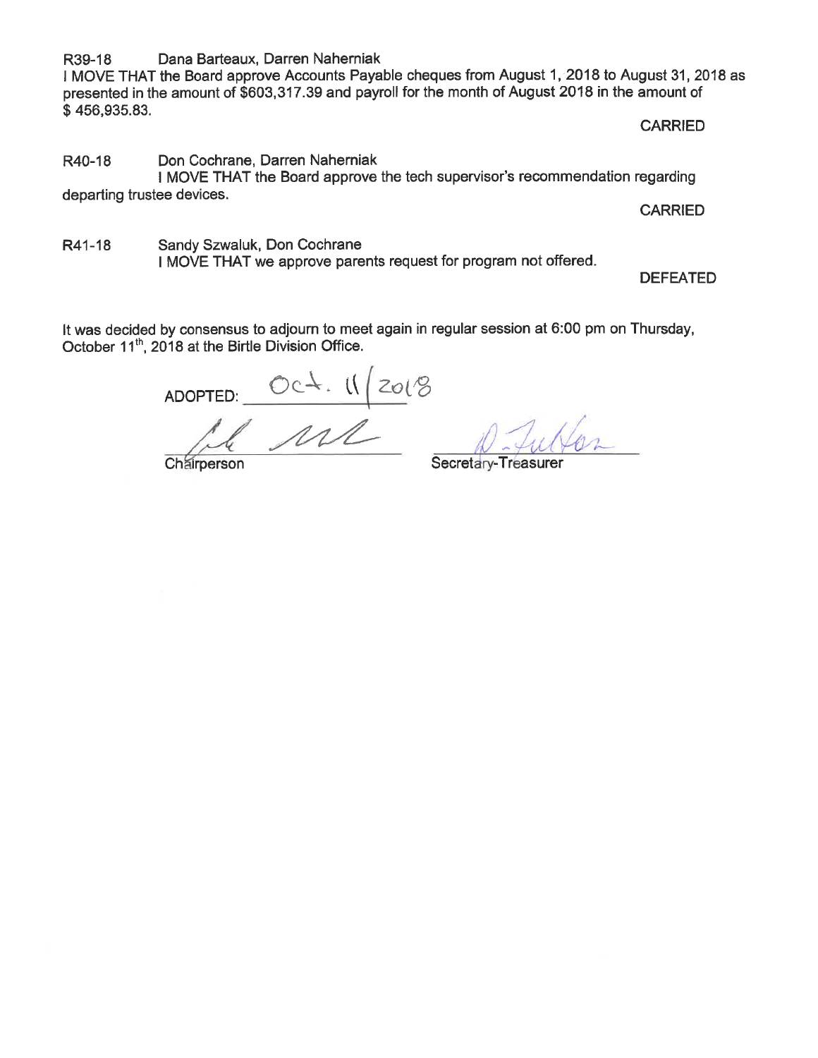R39-18 Dana Barteaux, Darren Naherniak

I MOVE THAT the Board approve Accounts Payable cheques from August 1, 2018 to August 31, 2018 as presented in the amount of $603,317.39 and payroll for the month of August 2018 in the amount of $ 456,935.83.

CARRIED

R40-18 Don Cochrane, Darren Naherniak

I MOVE THAT the Board approve the tech supervisor's recommendation regarding departing trustee devices.

CARRIED

R41-18 Sandy Szwaluk, Don Cochrane

I MOVE THAT we approve parents request for program not offered.

DEFEATED

It was decided by consensus to adjourn to meet again in regular session at 6:00 pm on Thursday, October 11th, 2018 at the Birtle Division Office.

ADOPTED: Oct. 11/2018

Chairperson

Secretary-Treasurer